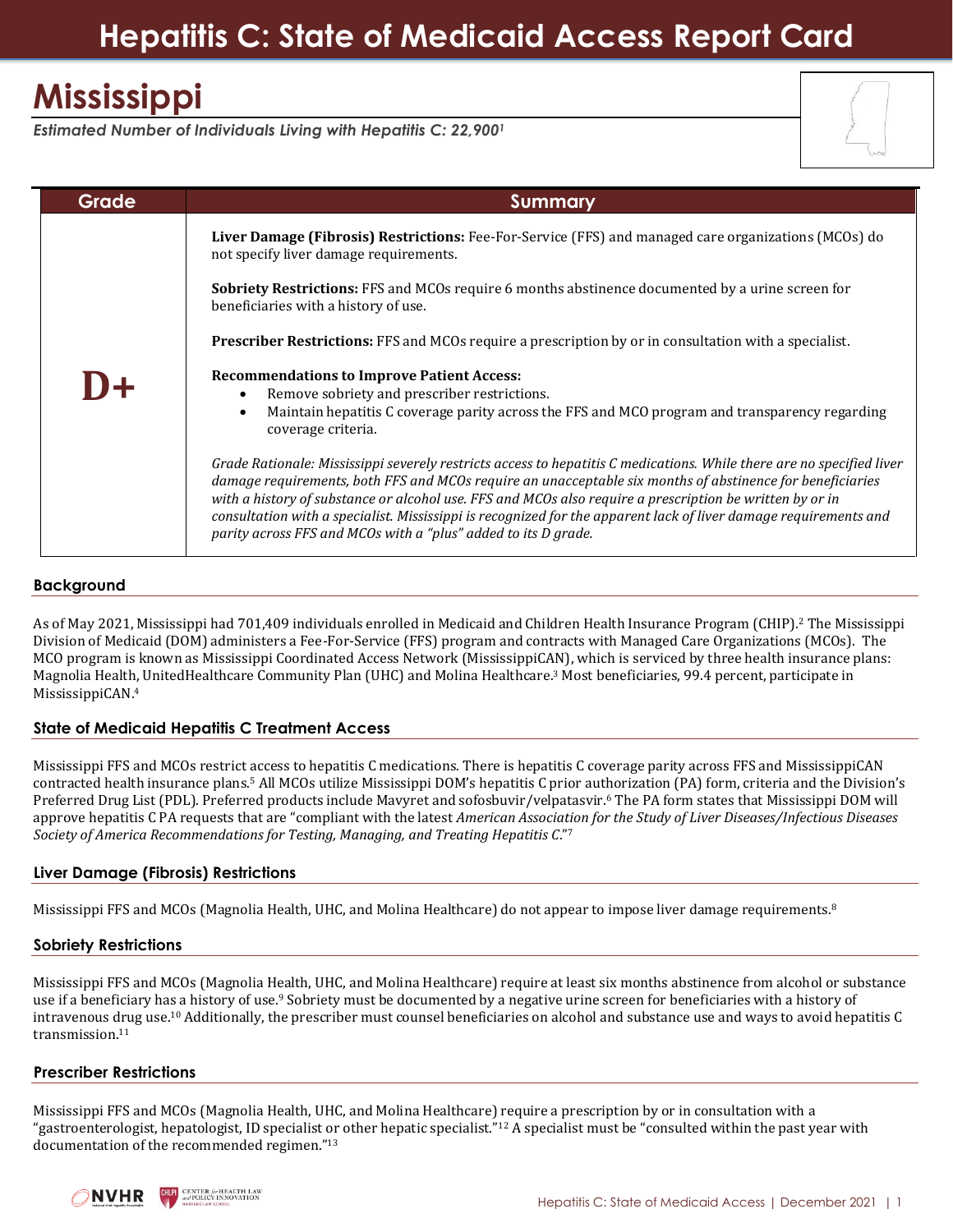# Hepatitis C: State of Medicaid Access Report Card

## Mississippi

*Estimated Number of Individuals Living with Hepatitis C: 22,900[1]*

| Grade | Summary |
|---|---|
| **D+** | **Liver Damage (Fibrosis) Restrictions:** Fee-For-Service (FFS) and managed care organizations (MCOs) do not specify liver damage requirements.<br><br>**Sobriety Restrictions:** FFS and MCOs require 6 months abstinence documented by a urine screen for beneficiaries with a history of use.<br><br>**Prescriber Restrictions:** FFS and MCOs require a prescription by or in consultation with a specialist.<br><br>**Recommendations to Improve Patient Access:**<br>• Remove sobriety and prescriber restrictions.<br>• Maintain hepatitis C coverage parity across the FFS and MCO program and transparency regarding coverage criteria.<br><br>*Grade Rationale: Mississippi severely restricts access to hepatitis C medications. While there are no specified liver damage requirements, both FFS and MCOs require an unacceptable six months of abstinence for beneficiaries with a history of substance or alcohol use. FFS and MCOs also require a prescription be written by or in consultation with a specialist. Mississippi is recognized for the apparent lack of liver damage requirements and parity across FFS and MCOs with a "plus" added to its D grade.* |

### Background

As of May 2021, Mississippi had 701,409 individuals enrolled in Medicaid and Children Health Insurance Program (CHIP).[2] The Mississippi Division of Medicaid (DOM) administers a Fee-For-Service (FFS) program and contracts with Managed Care Organizations (MCOs). The MCO program is known as Mississippi Coordinated Access Network (MississippiCAN), which is serviced by three health insurance plans: Magnolia Health, UnitedHealthcare Community Plan (UHC) and Molina Healthcare.[3] Most beneficiaries, 99.4 percent, participate in MississippiCAN.[4]

### State of Medicaid Hepatitis C Treatment Access

Mississippi FFS and MCOs restrict access to hepatitis C medications. There is hepatitis C coverage parity across FFS and MississippiCAN contracted health insurance plans.[5] All MCOs utilize Mississippi DOM's hepatitis C prior authorization (PA) form, criteria and the Division's Preferred Drug List (PDL). Preferred products include Mavyret and sofosbuvir/velpatasvir.[6] The PA form states that Mississippi DOM will approve hepatitis C PA requests that are "compliant with the latest *American Association for the Study of Liver Diseases/Infectious Diseases Society of America Recommendations for Testing, Managing, and Treating Hepatitis C*."[7]

### Liver Damage (Fibrosis) Restrictions

Mississippi FFS and MCOs (Magnolia Health, UHC, and Molina Healthcare) do not appear to impose liver damage requirements.[8]

### Sobriety Restrictions

Mississippi FFS and MCOs (Magnolia Health, UHC, and Molina Healthcare) require at least six months abstinence from alcohol or substance use if a beneficiary has a history of use.[9] Sobriety must be documented by a negative urine screen for beneficiaries with a history of intravenous drug use.[10] Additionally, the prescriber must counsel beneficiaries on alcohol and substance use and ways to avoid hepatitis C transmission.[11]

### Prescriber Restrictions

Mississippi FFS and MCOs (Magnolia Health, UHC, and Molina Healthcare) require a prescription by or in consultation with a "gastroenterologist, hepatologist, ID specialist or other hepatic specialist."[12] A specialist must be "consulted within the past year with documentation of the recommended regimen."[13]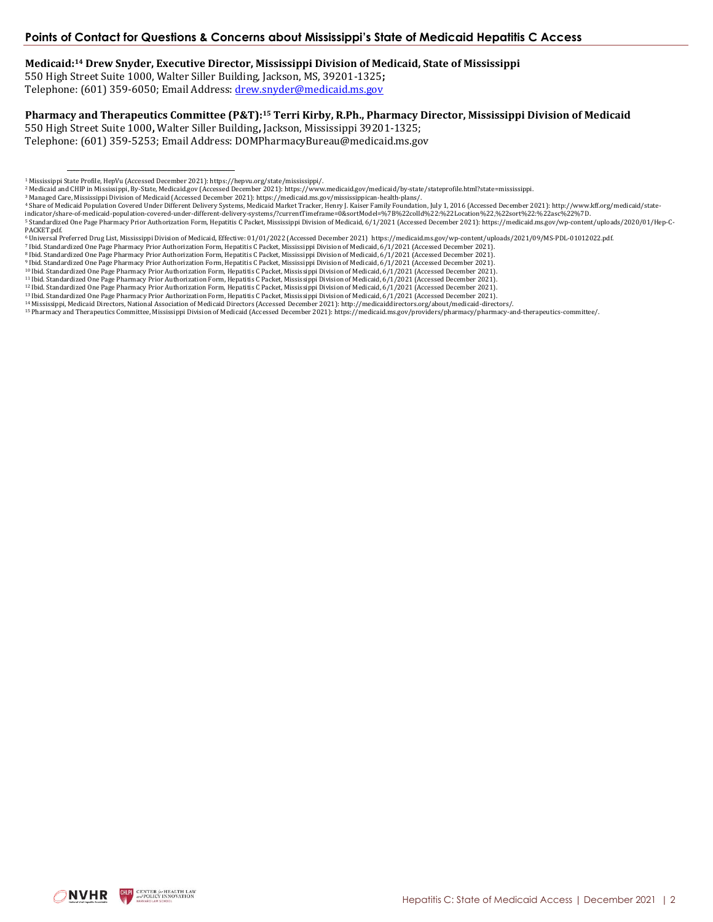## Points of Contact for Questions & Concerns about Mississippi's State of Medicaid Hepatitis C Access

**Medicaid:[14] Drew Snyder, Executive Director, Mississippi Division of Medicaid, State of Mississippi**
550 High Street Suite 1000, Walter Siller Building, Jackson, MS, 39201-1325;
Telephone: (601) 359-6050; Email Address: drew.snyder@medicaid.ms.gov

**Pharmacy and Therapeutics Committee (P&T):[15] Terri Kirby, R.Ph., Pharmacy Director, Mississippi Division of Medicaid**
550 High Street Suite 1000, Walter Siller Building, Jackson, Mississippi 39201-1325;
Telephone: (601) 359-5253; Email Address: DOMPharmacyBureau@medicaid.ms.gov

---

[1] Mississippi State Profile, HepVu (Accessed December 2021): https://hepvu.org/state/mississippi/.
[2] Medicaid and CHIP in Mississippi, By-State, Medicaid.gov (Accessed December 2021): https://www.medicaid.gov/medicaid/by-state/stateprofile.html?state=mississippi.
[3] Managed Care, Mississippi Division of Medicaid (Accessed December 2021): https://medicaid.ms.gov/mississippican-health-plans/.
[4] Share of Medicaid Population Covered Under Different Delivery Systems, Medicaid Market Tracker, Henry J. Kaiser Family Foundation, July 1, 2016 (Accessed December 2021): http://www.kff.org/medicaid/state-indicator/share-of-medicaid-population-covered-under-different-delivery-systems/?currentTimeframe=0&sortModel=%7B%22colId%22:%22Location%22,%22sort%22:%22asc%22%7D.
[5] Standardized One Page Pharmacy Prior Authorization Form, Hepatitis C Packet, Mississippi Division of Medicaid, 6/1/2021 (Accessed December 2021): https://medicaid.ms.gov/wp-content/uploads/2020/01/Hep-C-PACKET.pdf.
[6] Universal Preferred Drug List, Mississippi Division of Medicaid, Effective: 01/01/2022 (Accessed December 2021) https://medicaid.ms.gov/wp-content/uploads/2021/09/MS-PDL-01012022.pdf.
[7] Ibid. Standardized One Page Pharmacy Prior Authorization Form, Hepatitis C Packet, Mississippi Division of Medicaid, 6/1/2021 (Accessed December 2021).
[8] Ibid. Standardized One Page Pharmacy Prior Authorization Form, Hepatitis C Packet, Mississippi Division of Medicaid, 6/1/2021 (Accessed December 2021).
[9] Ibid. Standardized One Page Pharmacy Prior Authorization Form, Hepatitis C Packet, Mississippi Division of Medicaid, 6/1/2021 (Accessed December 2021).
[10] Ibid. Standardized One Page Pharmacy Prior Authorization Form, Hepatitis C Packet, Mississippi Division of Medicaid, 6/1/2021 (Accessed December 2021).
[11] Ibid. Standardized One Page Pharmacy Prior Authorization Form, Hepatitis C Packet, Mississippi Division of Medicaid, 6/1/2021 (Accessed December 2021).
[12] Ibid. Standardized One Page Pharmacy Prior Authorization Form, Hepatitis C Packet, Mississippi Division of Medicaid, 6/1/2021 (Accessed December 2021).
[13] Ibid. Standardized One Page Pharmacy Prior Authorization Form, Hepatitis C Packet, Mississippi Division of Medicaid, 6/1/2021 (Accessed December 2021).
[14] Mississippi, Medicaid Directors, National Association of Medicaid Directors (Accessed December 2021): http://medicaiddirectors.org/about/medicaid-directors/.
[15] Pharmacy and Therapeutics Committee, Mississippi Division of Medicaid (Accessed December 2021): https://medicaid.ms.gov/providers/pharmacy/pharmacy-and-therapeutics-committee/.